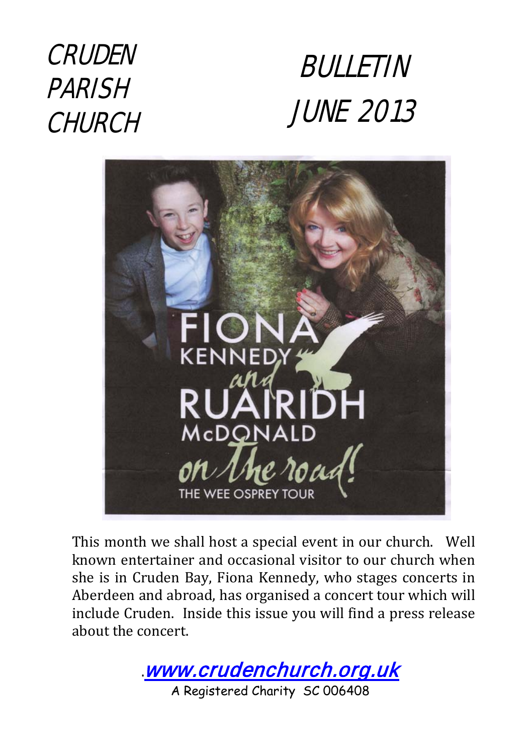# CRUDEN PARISH CHURCH

# BULLETIN JUNE 2013

FIONA KENNEDY and RUAIRIDH McDONALD on the road! THE WEE OSPREY TOUR

This month we shall host a special event in our church. Well known entertainer and occasional visitor to our church when she is in Cruden Bay, Fiona Kennedy, who stages concerts in Aberdeen and abroad, has organised a concert tour which will include Cruden. Inside this issue you will find a press release about the concert.

www.crudenchurch.org.uk

A Registered Charity SC 006408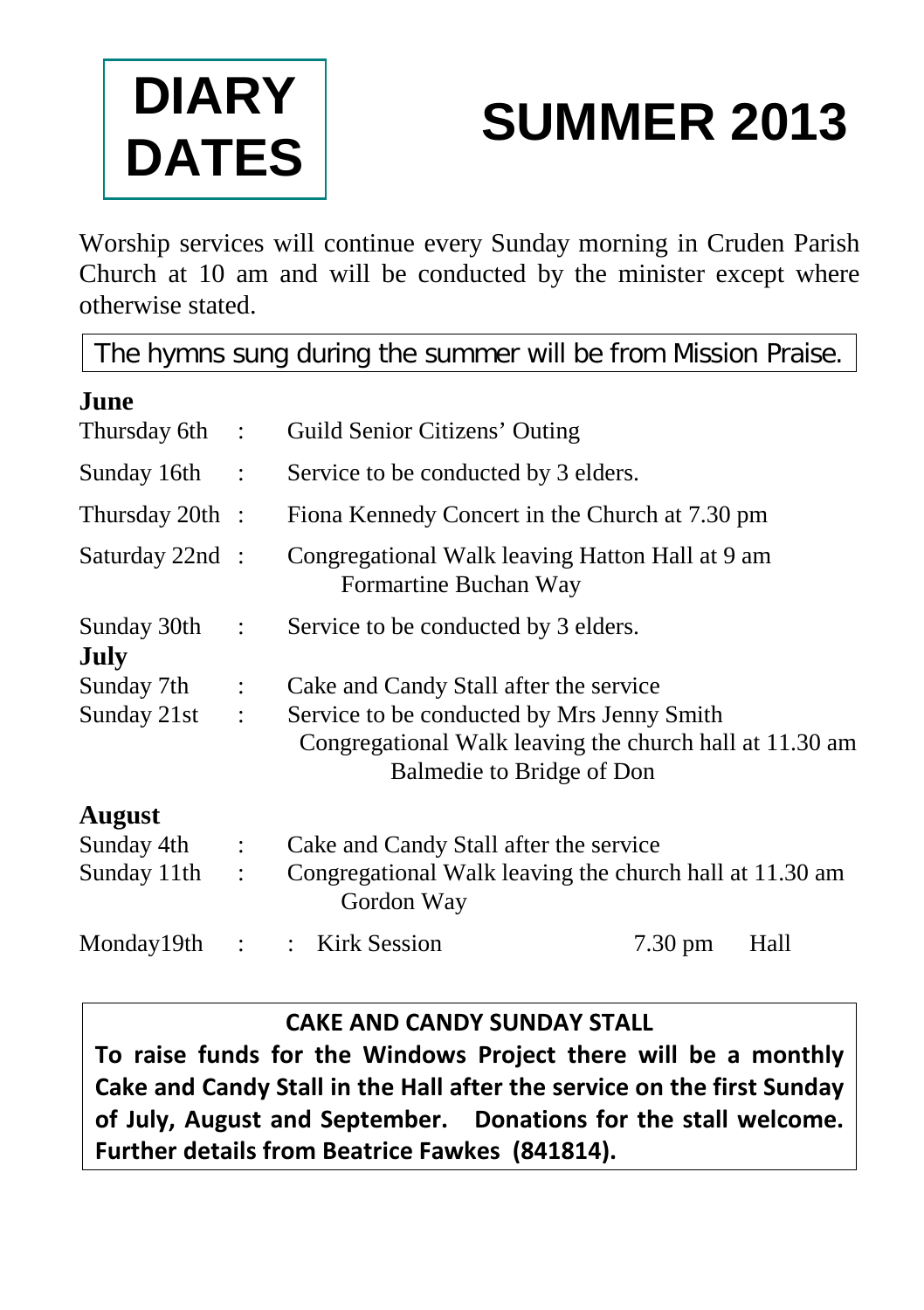# DIARY DATES

# SUMMER 2013

Worship services will continue every Sunday morning in Cruden Parish Church at 10 am and will be conducted by the minister except where otherwise stated.

The hymns sung during the summer will be from Mission Praise.

**June**

Thursday 6th : Guild Senior Citizens' Outing

Sunday 16th : Service to be conducted by 3 elders.

Thursday 20th : Fiona Kennedy Concert in the Church at 7.30 pm

Saturday 22nd : Congregational Walk leaving Hatton Hall at 9 am
Formartine Buchan Way

Sunday 30th : Service to be conducted by 3 elders.

**July**

Sunday 7th : Cake and Candy Stall after the service

Sunday 21st : Service to be conducted by Mrs Jenny Smith
Congregational Walk leaving the church hall at 11.30 am
Balmedie to Bridge of Don

**August**

Sunday 4th : Cake and Candy Stall after the service

Sunday 11th : Congregational Walk leaving the church hall at 11.30 am
Gordon Way

Monday19th : : Kirk Session 7.30 pm Hall

**CAKE AND CANDY SUNDAY STALL**

**To raise funds for the Windows Project there will be a monthly Cake and Candy Stall in the Hall after the service on the first Sunday of July, August and September. Donations for the stall welcome. Further details from Beatrice Fawkes (841814).**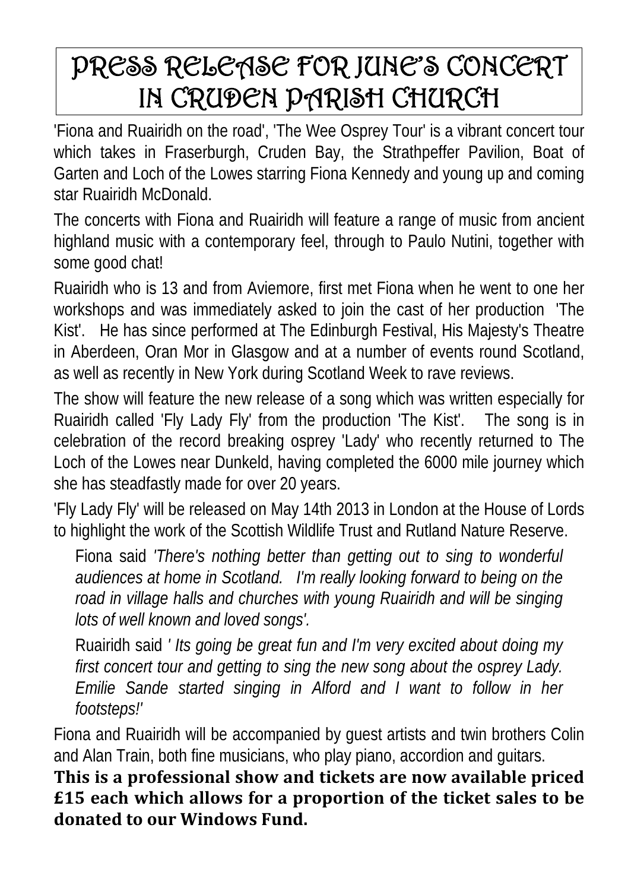# PRESS RELEASE FOR JUNE'S CONCERT IN CRUDEN PARISH CHURCH

'Fiona and Ruairidh on the road', 'The Wee Osprey Tour' is a vibrant concert tour which takes in Fraserburgh, Cruden Bay, the Strathpeffer Pavilion, Boat of Garten and Loch of the Lowes starring Fiona Kennedy and young up and coming star Ruairidh McDonald.

The concerts with Fiona and Ruairidh will feature a range of music from ancient highland music with a contemporary feel, through to Paulo Nutini, together with some good chat!

Ruairidh who is 13 and from Aviemore, first met Fiona when he went to one her workshops and was immediately asked to join the cast of her production 'The Kist'. He has since performed at The Edinburgh Festival, His Majesty's Theatre in Aberdeen, Oran Mor in Glasgow and at a number of events round Scotland, as well as recently in New York during Scotland Week to rave reviews.

The show will feature the new release of a song which was written especially for Ruairidh called 'Fly Lady Fly' from the production 'The Kist'. The song is in celebration of the record breaking osprey 'Lady' who recently returned to The Loch of the Lowes near Dunkeld, having completed the 6000 mile journey which she has steadfastly made for over 20 years.

'Fly Lady Fly' will be released on May 14th 2013 in London at the House of Lords to highlight the work of the Scottish Wildlife Trust and Rutland Nature Reserve.

> Fiona said *'There's nothing better than getting out to sing to wonderful audiences at home in Scotland. I'm really looking forward to being on the road in village halls and churches with young Ruairidh and will be singing lots of well known and loved songs'.*
>
> Ruairidh said *' Its going be great fun and I'm very excited about doing my first concert tour and getting to sing the new song about the osprey Lady. Emilie Sande started singing in Alford and I want to follow in her footsteps!'*

Fiona and Ruairidh will be accompanied by guest artists and twin brothers Colin and Alan Train, both fine musicians, who play piano, accordion and guitars.

**This is a professional show and tickets are now available priced £15 each which allows for a proportion of the ticket sales to be donated to our Windows Fund.**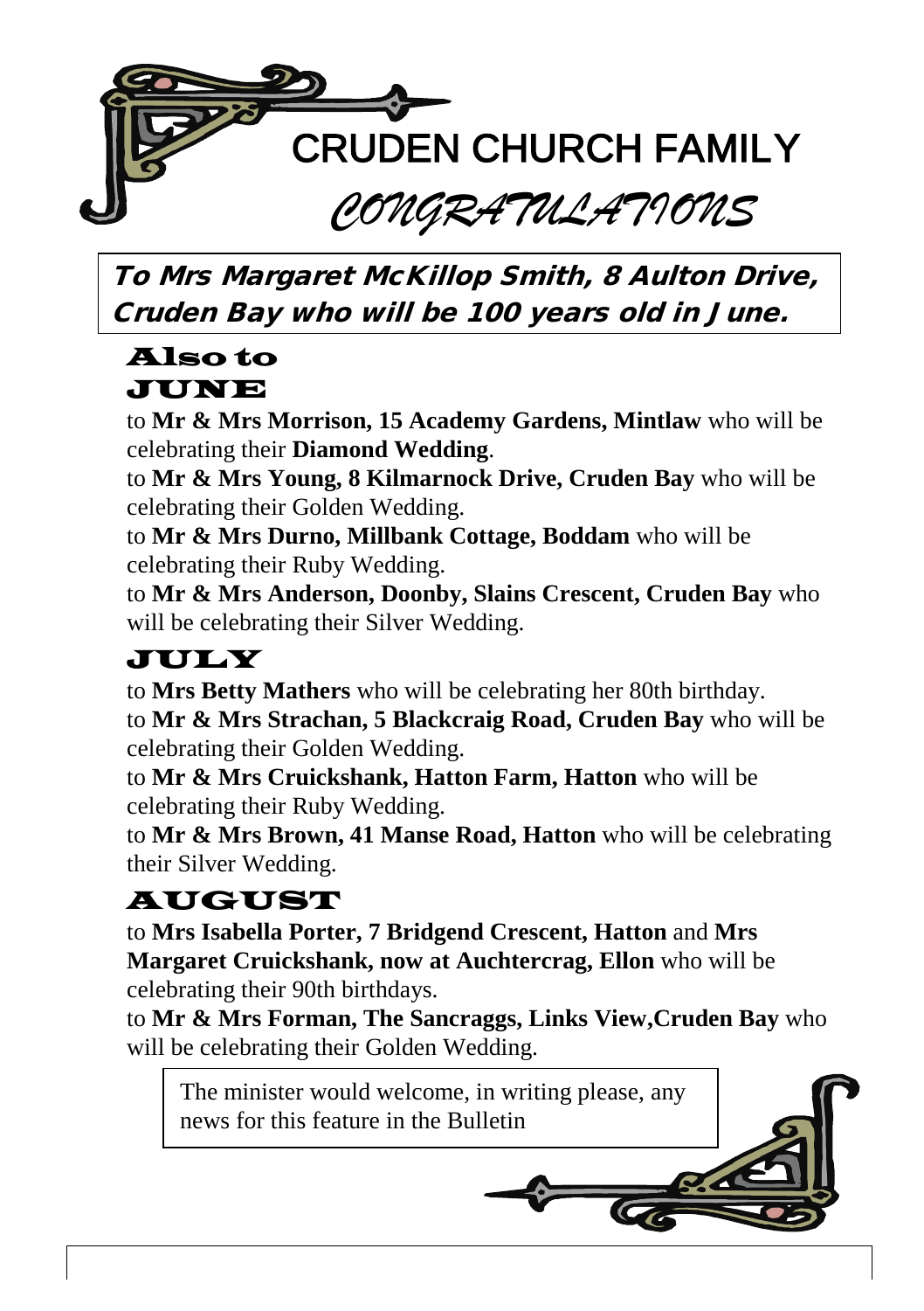# CRUDEN CHURCH FAMILY

## *CONGRATULATIONS*

**To Mrs Margaret McKillop Smith, 8 Aulton Drive, Cruden Bay who will be 100 years old in June.**

## Also to

## JUNE

to **Mr & Mrs Morrison, 15 Academy Gardens, Mintlaw** who will be celebrating their **Diamond Wedding**.

to **Mr & Mrs Young, 8 Kilmarnock Drive, Cruden Bay** who will be celebrating their Golden Wedding.

to **Mr & Mrs Durno, Millbank Cottage, Boddam** who will be celebrating their Ruby Wedding.

to **Mr & Mrs Anderson, Doonby, Slains Crescent, Cruden Bay** who will be celebrating their Silver Wedding.

## JULY

to **Mrs Betty Mathers** who will be celebrating her 80th birthday.

to **Mr & Mrs Strachan, 5 Blackcraig Road, Cruden Bay** who will be celebrating their Golden Wedding.

to **Mr & Mrs Cruickshank, Hatton Farm, Hatton** who will be celebrating their Ruby Wedding.

to **Mr & Mrs Brown, 41 Manse Road, Hatton** who will be celebrating their Silver Wedding.

## AUGUST

to **Mrs Isabella Porter, 7 Bridgend Crescent, Hatton** and **Mrs Margaret Cruickshank, now at Auchtercrag, Ellon** who will be celebrating their 90th birthdays.

to **Mr & Mrs Forman, The Sancraggs, Links View,Cruden Bay** who will be celebrating their Golden Wedding.

The minister would welcome, in writing please, any news for this feature in the Bulletin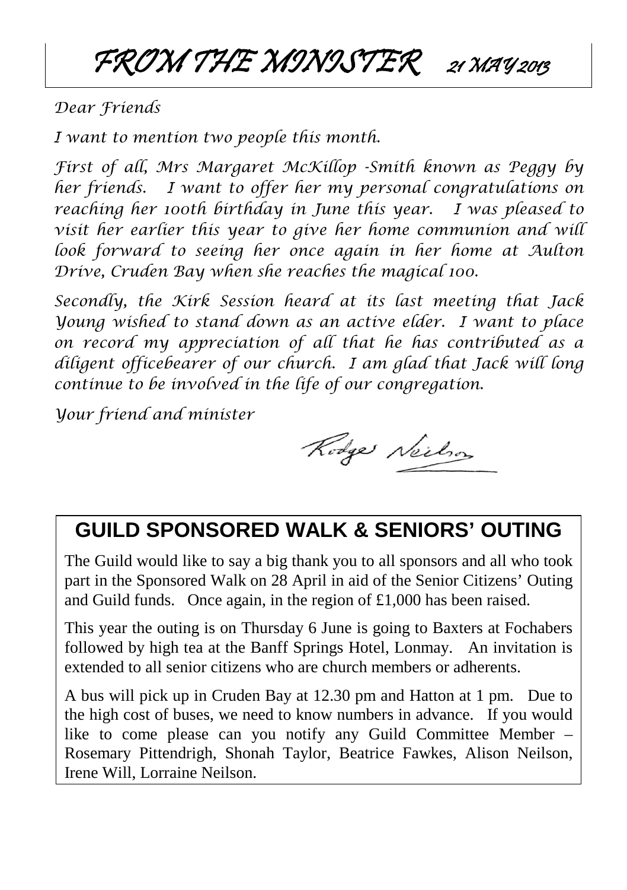# *FROM THE MINISTER 21 MAY 2013*

*Dear Friends*

*I want to mention two people this month.*

*First of all, Mrs Margaret McKillop -Smith known as Peggy by her friends. I want to offer her my personal congratulations on reaching her 100th birthday in June this year. I was pleased to visit her earlier this year to give her home communion and will look forward to seeing her once again in her home at Aulton Drive, Cruden Bay when she reaches the magical 100.*

*Secondly, the Kirk Session heard at its last meeting that Jack Young wished to stand down as an active elder. I want to place on record my appreciation of all that he has contributed as a diligent officebearer of our church. I am glad that Jack will long continue to be involved in the life of our congregation.*

*Your friend and minister*

*Rodger Neilson*

## GUILD SPONSORED WALK & SENIORS' OUTING

The Guild would like to say a big thank you to all sponsors and all who took part in the Sponsored Walk on 28 April in aid of the Senior Citizens' Outing and Guild funds. Once again, in the region of £1,000 has been raised.

This year the outing is on Thursday 6 June is going to Baxters at Fochabers followed by high tea at the Banff Springs Hotel, Lonmay. An invitation is extended to all senior citizens who are church members or adherents.

A bus will pick up in Cruden Bay at 12.30 pm and Hatton at 1 pm. Due to the high cost of buses, we need to know numbers in advance. If you would like to come please can you notify any Guild Committee Member – Rosemary Pittendrigh, Shonah Taylor, Beatrice Fawkes, Alison Neilson, Irene Will, Lorraine Neilson.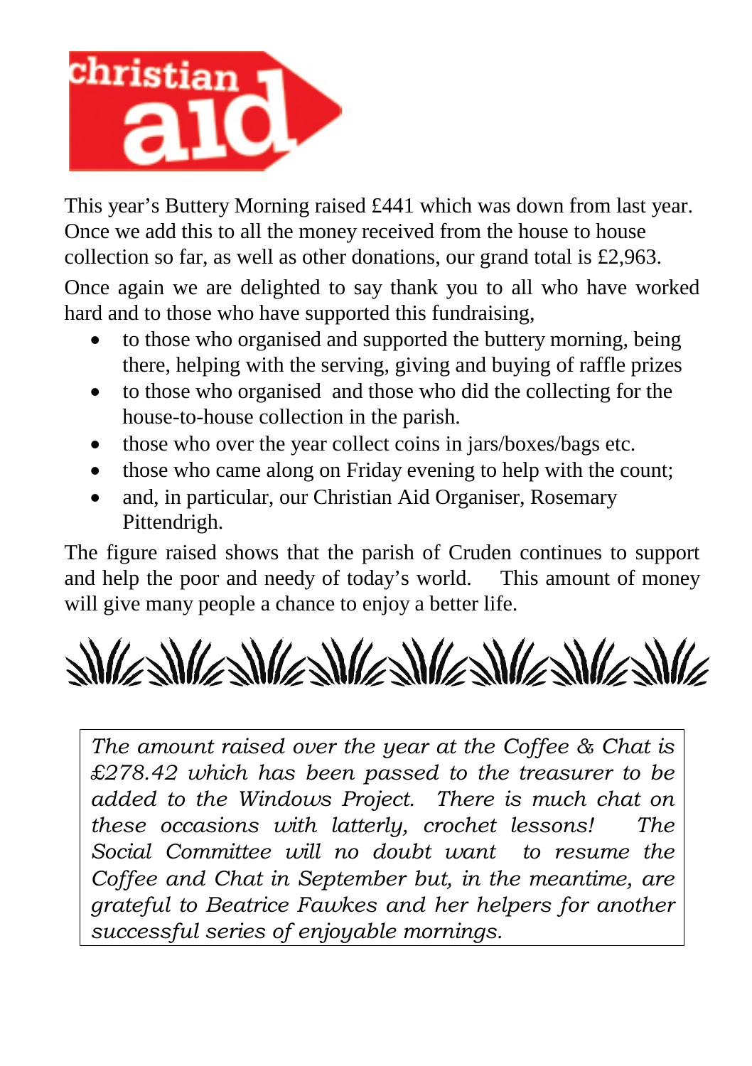**christian aid**

This year's Buttery Morning raised £441 which was down from last year. Once we add this to all the money received from the house to house collection so far, as well as other donations, our grand total is £2,963.

Once again we are delighted to say thank you to all who have worked hard and to those who have supported this fundraising,

- to those who organised and supported the buttery morning, being there, helping with the serving, giving and buying of raffle prizes
- to those who organised and those who did the collecting for the house-to-house collection in the parish.
- those who over the year collect coins in jars/boxes/bags etc.
- those who came along on Friday evening to help with the count;
- and, in particular, our Christian Aid Organiser, Rosemary Pittendrigh.

The figure raised shows that the parish of Cruden continues to support and help the poor and needy of today's world. This amount of money will give many people a chance to enjoy a better life.

*The amount raised over the year at the Coffee & Chat is £278.42 which has been passed to the treasurer to be added to the Windows Project. There is much chat on these occasions with latterly, crochet lessons! The Social Committee will no doubt want to resume the Coffee and Chat in September but, in the meantime, are grateful to Beatrice Fawkes and her helpers for another successful series of enjoyable mornings.*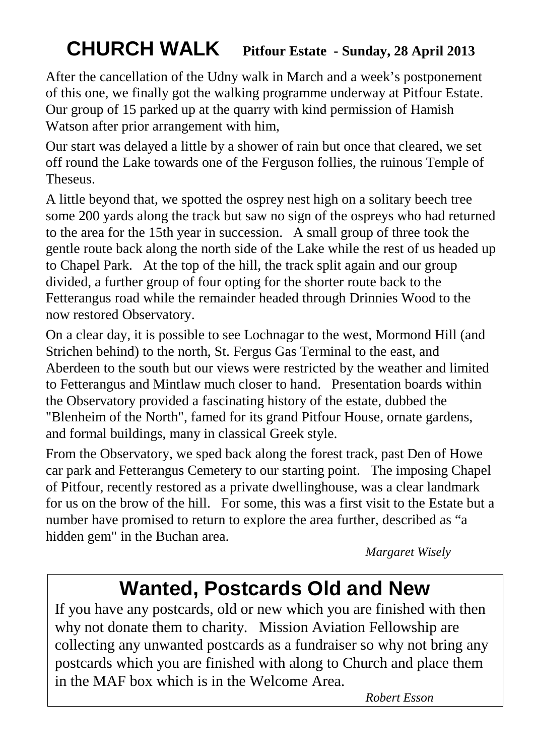# CHURCH WALK **Pitfour Estate - Sunday, 28 April 2013**

After the cancellation of the Udny walk in March and a week's postponement of this one, we finally got the walking programme underway at Pitfour Estate. Our group of 15 parked up at the quarry with kind permission of Hamish Watson after prior arrangement with him,

Our start was delayed a little by a shower of rain but once that cleared, we set off round the Lake towards one of the Ferguson follies, the ruinous Temple of Theseus.

A little beyond that, we spotted the osprey nest high on a solitary beech tree some 200 yards along the track but saw no sign of the ospreys who had returned to the area for the 15th year in succession. A small group of three took the gentle route back along the north side of the Lake while the rest of us headed up to Chapel Park. At the top of the hill, the track split again and our group divided, a further group of four opting for the shorter route back to the Fetterangus road while the remainder headed through Drinnies Wood to the now restored Observatory.

On a clear day, it is possible to see Lochnagar to the west, Mormond Hill (and Strichen behind) to the north, St. Fergus Gas Terminal to the east, and Aberdeen to the south but our views were restricted by the weather and limited to Fetterangus and Mintlaw much closer to hand. Presentation boards within the Observatory provided a fascinating history of the estate, dubbed the "Blenheim of the North", famed for its grand Pitfour House, ornate gardens, and formal buildings, many in classical Greek style.

From the Observatory, we sped back along the forest track, past Den of Howe car park and Fetterangus Cemetery to our starting point. The imposing Chapel of Pitfour, recently restored as a private dwellinghouse, was a clear landmark for us on the brow of the hill. For some, this was a first visit to the Estate but a number have promised to return to explore the area further, described as "a hidden gem" in the Buchan area.

*Margaret Wisely*

# Wanted, Postcards Old and New

If you have any postcards, old or new which you are finished with then why not donate them to charity. Mission Aviation Fellowship are collecting any unwanted postcards as a fundraiser so why not bring any postcards which you are finished with along to Church and place them in the MAF box which is in the Welcome Area.

*Robert Esson*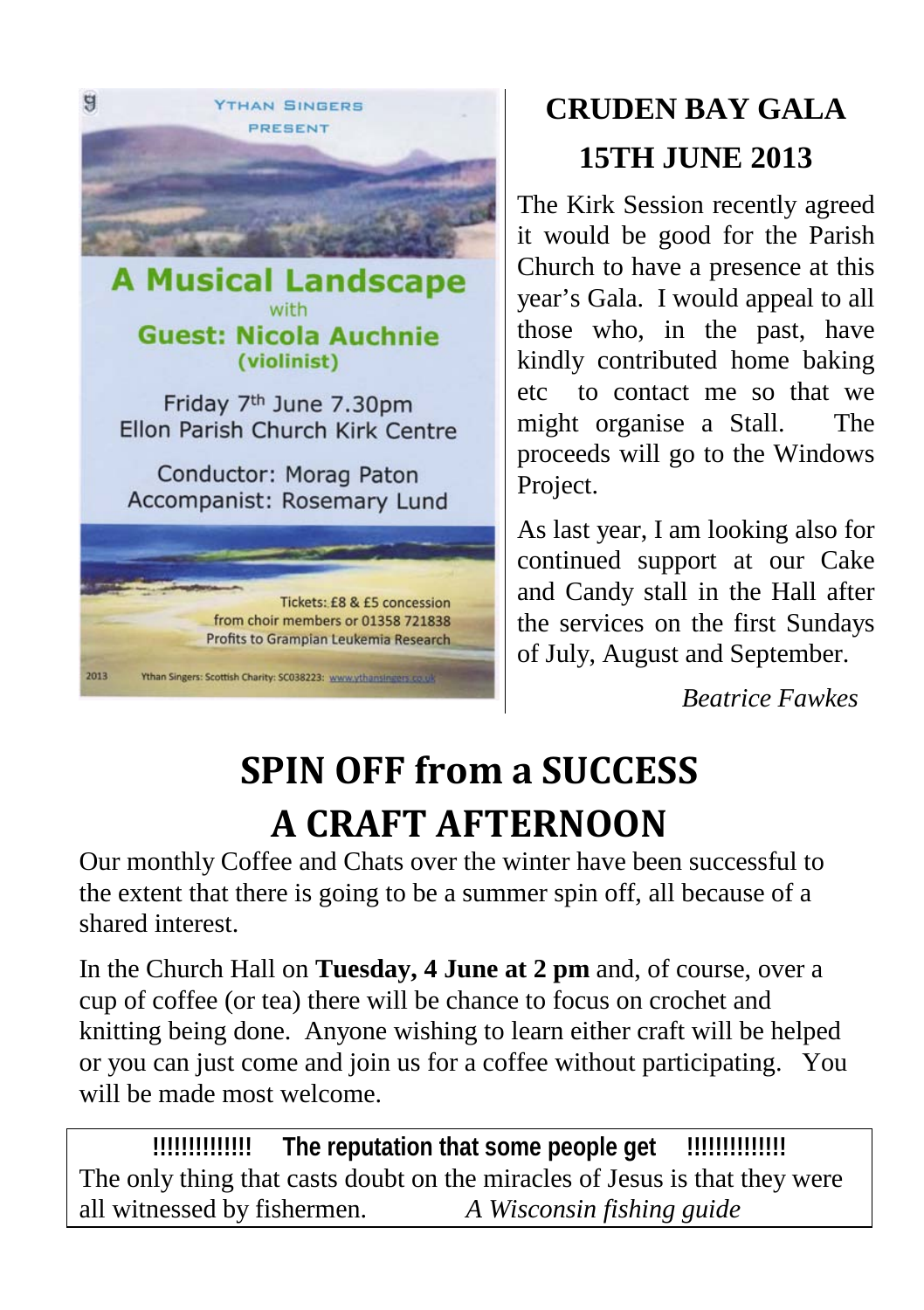YTHAN SINGERS
PRESENT

## A Musical Landscape

with

**Guest: Nicola Auchnie (violinist)**

Friday 7th June 7.30pm
Ellon Parish Church Kirk Centre

Conductor: Morag Paton
Accompanist: Rosemary Lund

Tickets: £8 & £5 concession
from choir members or 01358 721838
Profits to Grampian Leukemia Research

2013 Ythan Singers: Scottish Charity: SC038223: www.ythansingers.co.uk

## CRUDEN BAY GALA 15TH JUNE 2013

The Kirk Session recently agreed it would be good for the Parish Church to have a presence at this year's Gala. I would appeal to all those who, in the past, have kindly contributed home baking etc to contact me so that we might organise a Stall. The proceeds will go to the Windows Project.

As last year, I am looking also for continued support at our Cake and Candy stall in the Hall after the services on the first Sundays of July, August and September.

*Beatrice Fawkes*

# SPIN OFF from a SUCCESS A CRAFT AFTERNOON

Our monthly Coffee and Chats over the winter have been successful to the extent that there is going to be a summer spin off, all because of a shared interest.

In the Church Hall on **Tuesday, 4 June at 2 pm** and, of course, over a cup of coffee (or tea) there will be chance to focus on crochet and knitting being done. Anyone wishing to learn either craft will be helped or you can just come and join us for a coffee without participating. You will be made most welcome.

**!!!!!!!!!!!!! The reputation that some people get !!!!!!!!!!!!!**

The only thing that casts doubt on the miracles of Jesus is that they were all witnessed by fishermen. *A Wisconsin fishing guide*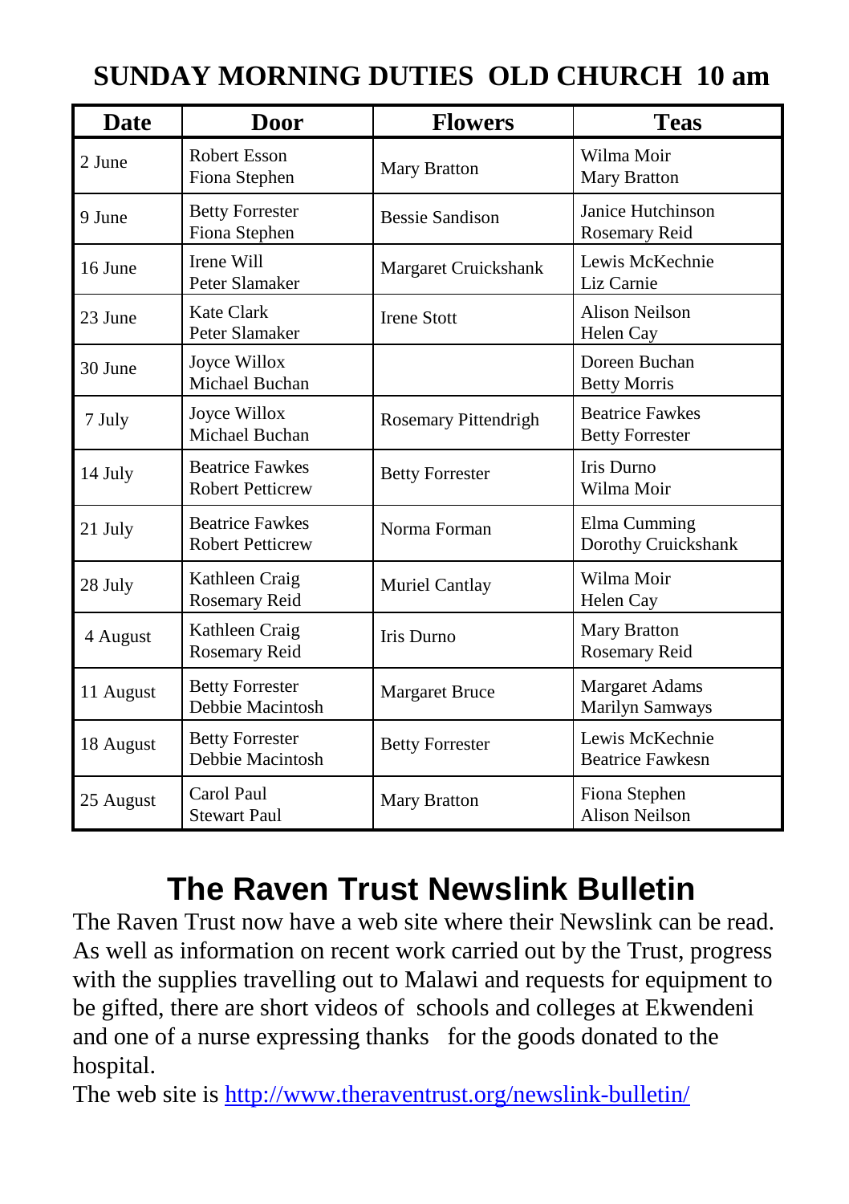## SUNDAY MORNING DUTIES OLD CHURCH 10 am

| Date | Door | Flowers | Teas |
|---|---|---|---|
| 2 June | Robert Esson<br>Fiona Stephen | Mary Bratton | Wilma Moir<br>Mary Bratton |
| 9 June | Betty Forrester<br>Fiona Stephen | Bessie Sandison | Janice Hutchinson<br>Rosemary Reid |
| 16 June | Irene Will<br>Peter Slamaker | Margaret Cruickshank | Lewis McKechnie<br>Liz Carnie |
| 23 June | Kate Clark<br>Peter Slamaker | Irene Stott | Alison Neilson<br>Helen Cay |
| 30 June | Joyce Willox<br>Michael Buchan | | Doreen Buchan<br>Betty Morris |
| 7 July | Joyce Willox<br>Michael Buchan | Rosemary Pittendrigh | Beatrice Fawkes<br>Betty Forrester |
| 14 July | Beatrice Fawkes<br>Robert Petticrew | Betty Forrester | Iris Durno<br>Wilma Moir |
| 21 July | Beatrice Fawkes<br>Robert Petticrew | Norma Forman | Elma Cumming<br>Dorothy Cruickshank |
| 28 July | Kathleen Craig<br>Rosemary Reid | Muriel Cantlay | Wilma Moir<br>Helen Cay |
| 4 August | Kathleen Craig<br>Rosemary Reid | Iris Durno | Mary Bratton<br>Rosemary Reid |
| 11 August | Betty Forrester<br>Debbie Macintosh | Margaret Bruce | Margaret Adams<br>Marilyn Samways |
| 18 August | Betty Forrester<br>Debbie Macintosh | Betty Forrester | Lewis McKechnie<br>Beatrice Fawkesn |
| 25 August | Carol Paul<br>Stewart Paul | Mary Bratton | Fiona Stephen<br>Alison Neilson |

## The Raven Trust Newslink Bulletin

The Raven Trust now have a web site where their Newslink can be read. As well as information on recent work carried out by the Trust, progress with the supplies travelling out to Malawi and requests for equipment to be gifted, there are short videos of schools and colleges at Ekwendeni and one of a nurse expressing thanks for the goods donated to the hospital.

The web site is http://www.theraventrust.org/newslink-bulletin/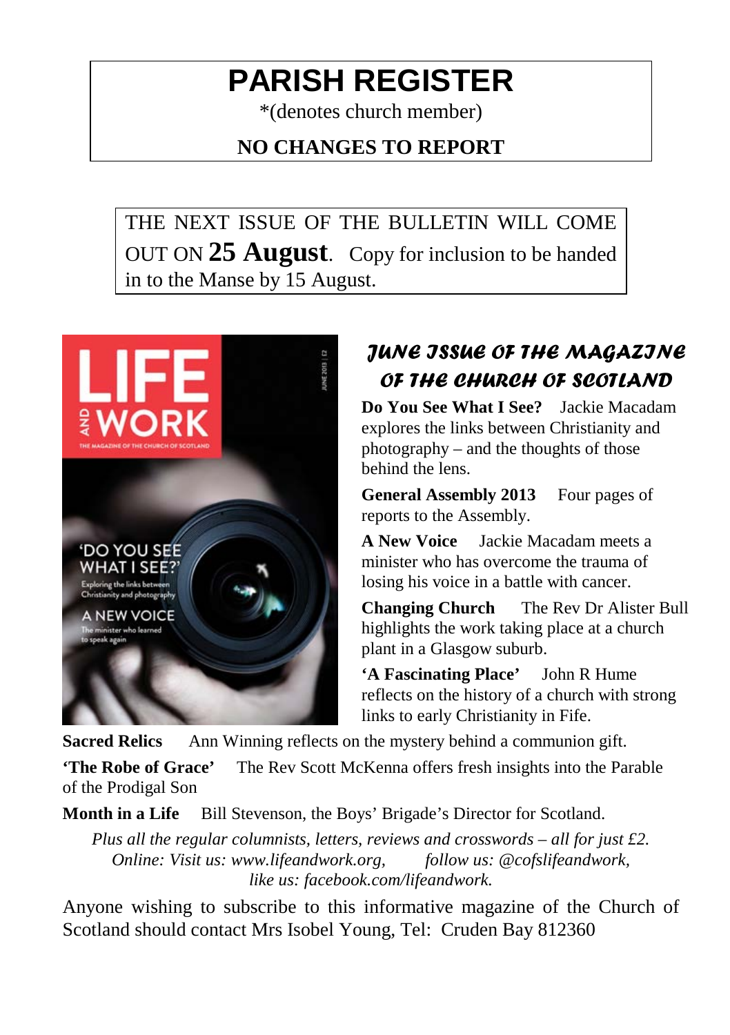# PARISH REGISTER

*(denotes church member)

**NO CHANGES TO REPORT**

THE NEXT ISSUE OF THE BULLETIN WILL COME OUT ON **25 August**. Copy for inclusion to be handed in to the Manse by 15 August.

## *JUNE ISSUE OF THE MAGAZINE OF THE CHURCH OF SCOTLAND*

**Do You See What I See?** Jackie Macadam explores the links between Christianity and photography – and the thoughts of those behind the lens.

**General Assembly 2013** Four pages of reports to the Assembly.

**A New Voice** Jackie Macadam meets a minister who has overcome the trauma of losing his voice in a battle with cancer.

**Changing Church** The Rev Dr Alister Bull highlights the work taking place at a church plant in a Glasgow suburb.

**'A Fascinating Place'** John R Hume reflects on the history of a church with strong links to early Christianity in Fife.

**Sacred Relics** Ann Winning reflects on the mystery behind a communion gift.

**'The Robe of Grace'** The Rev Scott McKenna offers fresh insights into the Parable of the Prodigal Son

**Month in a Life** Bill Stevenson, the Boys' Brigade's Director for Scotland.

*Plus all the regular columnists, letters, reviews and crosswords – all for just £2.*
*Online: Visit us: www.lifeandwork.org, follow us: @cofslifeandwork,*
*like us: facebook.com/lifeandwork.*

Anyone wishing to subscribe to this informative magazine of the Church of Scotland should contact Mrs Isobel Young, Tel: Cruden Bay 812360